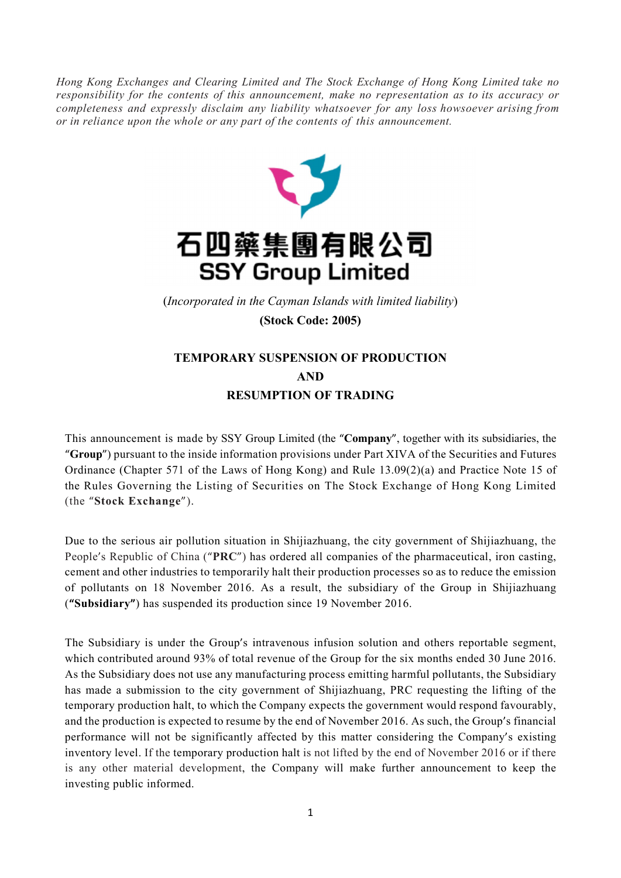*Hong Kong Exchanges and Clearing Limited and The Stock Exchange of Hong Kong Limited take no responsibility for the contents of this announcement, make no representation as to its accuracy or completeness and expressly disclaim any liability whatsoever for any loss howsoever arising from or in reliance upon the whole or any part of the contents of this announcement.*

石四藥集團有限公司
**SSY Group Limited**

(*Incorporated in the Cayman Islands with limited liability*)

**(Stock Code: 2005)**

# TEMPORARY SUSPENSION OF PRODUCTION AND RESUMPTION OF TRADING

This announcement is made by SSY Group Limited (the "**Company**", together with its subsidiaries, the "**Group**") pursuant to the inside information provisions under Part XIVA of the Securities and Futures Ordinance (Chapter 571 of the Laws of Hong Kong) and Rule 13.09(2)(a) and Practice Note 15 of the Rules Governing the Listing of Securities on The Stock Exchange of Hong Kong Limited (the "**Stock Exchange**").

Due to the serious air pollution situation in Shijiazhuang, the city government of Shijiazhuang, the People's Republic of China ("**PRC**") has ordered all companies of the pharmaceutical, iron casting, cement and other industries to temporarily halt their production processes so as to reduce the emission of pollutants on 18 November 2016. As a result, the subsidiary of the Group in Shijiazhuang (**"Subsidiary"**) has suspended its production since 19 November 2016.

The Subsidiary is under the Group's intravenous infusion solution and others reportable segment, which contributed around 93% of total revenue of the Group for the six months ended 30 June 2016. As the Subsidiary does not use any manufacturing process emitting harmful pollutants, the Subsidiary has made a submission to the city government of Shijiazhuang, PRC requesting the lifting of the temporary production halt, to which the Company expects the government would respond favourably, and the production is expected to resume by the end of November 2016. As such, the Group's financial performance will not be significantly affected by this matter considering the Company's existing inventory level. If the temporary production halt is not lifted by the end of November 2016 or if there is any other material development, the Company will make further announcement to keep the investing public informed.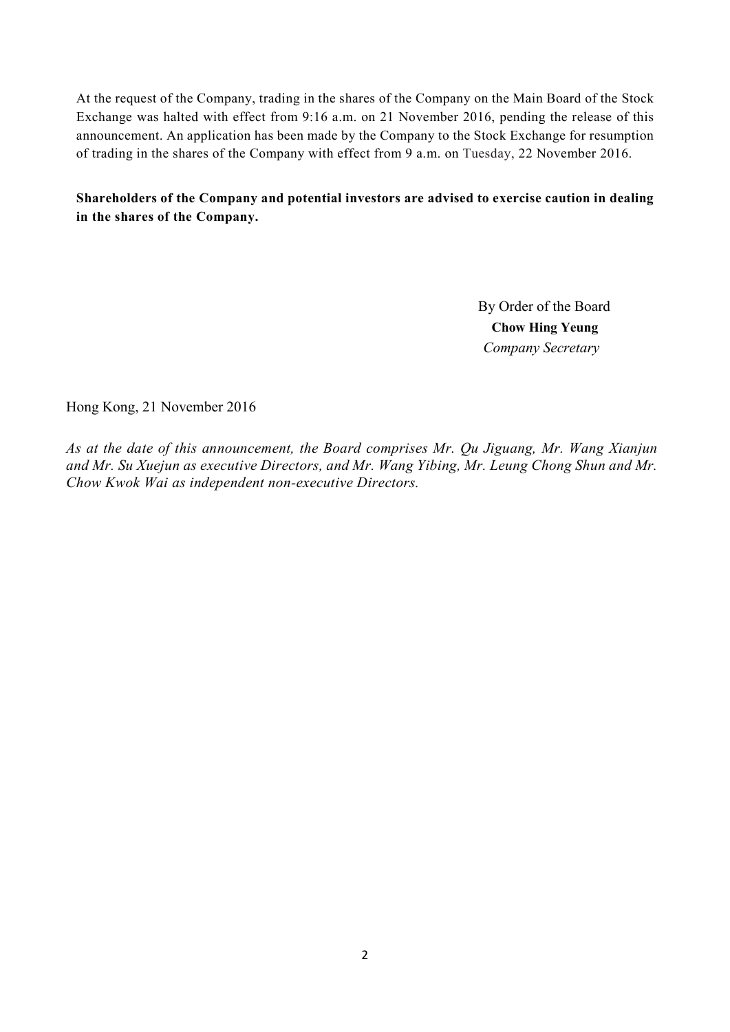At the request of the Company, trading in the shares of the Company on the Main Board of the Stock Exchange was halted with effect from 9:16 a.m. on 21 November 2016, pending the release of this announcement. An application has been made by the Company to the Stock Exchange for resumption of trading in the shares of the Company with effect from 9 a.m. on Tuesday, 22 November 2016.

**Shareholders of the Company and potential investors are advised to exercise caution in dealing in the shares of the Company.**

By Order of the Board
**Chow Hing Yeung**
*Company Secretary*

Hong Kong, 21 November 2016

*As at the date of this announcement, the Board comprises Mr. Qu Jiguang, Mr. Wang Xianjun and Mr. Su Xuejun as executive Directors, and Mr. Wang Yibing, Mr. Leung Chong Shun and Mr. Chow Kwok Wai as independent non-executive Directors.*